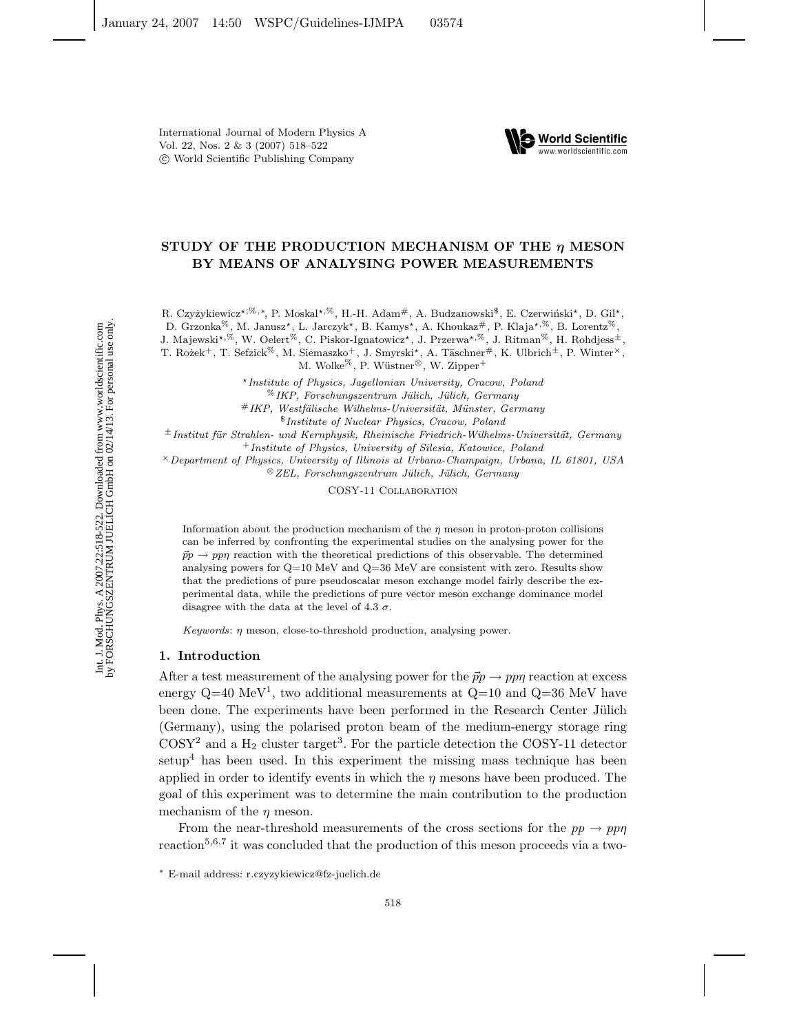# STUDY OF THE PRODUCTION MECHANISM OF THE $\eta$ MESON BY MEANS OF ANALYSING POWER MEASUREMENTS

R. Czyżykiewicz[⋆,%,∗], P. Moskal[⋆,%], H.-H. Adam[#], A. Budzanowski[$], E. Czerwiński[⋆], D. Gil[⋆], D. Grzonka[%], M. Janusz[⋆], L. Jarczyk[⋆], B. Kamys[⋆], A. Khoukaz[#], P. Klaja[⋆,%], B. Lorentz[%], J. Majewski[⋆,%], W. Oelert[%], C. Piskor-Ignatowicz[⋆], J. Przerwa[⋆,%], J. Ritman[%], H. Rohdjess[±], T. Rożek[+], T. Sefzick[%], M. Siemaszko[+], J. Smyrski[⋆], A. Täschner[#], K. Ulbrich[±], P. Winter[×], M. Wolke[%], P. Wüstner[⊗], W. Zipper[+]

[⋆] *Institute of Physics, Jagellonian University, Cracow, Poland*
[%] *IKP, Forschungszentrum Jülich, Jülich, Germany*
[#] *IKP, Westfälische Wilhelms-Universität, Münster, Germany*
[$] *Institute of Nuclear Physics, Cracow, Poland*
[±] *Institut für Strahlen- und Kernphysik, Rheinische Friedrich-Wilhelms-Universität, Germany*
[+] *Institute of Physics, University of Silesia, Katowice, Poland*
[×] *Department of Physics, University of Illinois at Urbana-Champaign, Urbana, IL 61801, USA*
[⊗] *ZEL, Forschungszentrum Jülich, Jülich, Germany*

COSY-11 Collaboration

Information about the production mechanism of the $\eta$ meson in proton-proton collisions can be inferred by confronting the experimental studies on the analysing power for the $\vec{p}p \to pp\eta$ reaction with the theoretical predictions of this observable. The determined analysing powers for Q=10 MeV and Q=36 MeV are consistent with zero. Results show that the predictions of pure pseudoscalar meson exchange model fairly describe the experimental data, while the predictions of pure vector meson exchange dominance model disagree with the data at the level of 4.3 $\sigma$.

*Keywords*: $\eta$ meson, close-to-threshold production, analysing power.

## 1. Introduction

After a test measurement of the analysing power for the $\vec{p}p \to pp\eta$ reaction at excess energy Q=40 MeV[1], two additional measurements at Q=10 and Q=36 MeV have been done. The experiments have been performed in the Research Center Jülich (Germany), using the polarised proton beam of the medium-energy storage ring COSY[2] and a $H_2$ cluster target[3]. For the particle detection the COSY-11 detector setup[4] has been used. In this experiment the missing mass technique has been applied in order to identify events in which the $\eta$ mesons have been produced. The goal of this experiment was to determine the main contribution to the production mechanism of the $\eta$ meson.

From the near-threshold measurements of the cross sections for the $pp \to pp\eta$ reaction[5,6,7] it was concluded that the production of this meson proceeds via a two-

∗ E-mail address: r.czyzykiewicz@fz-juelich.de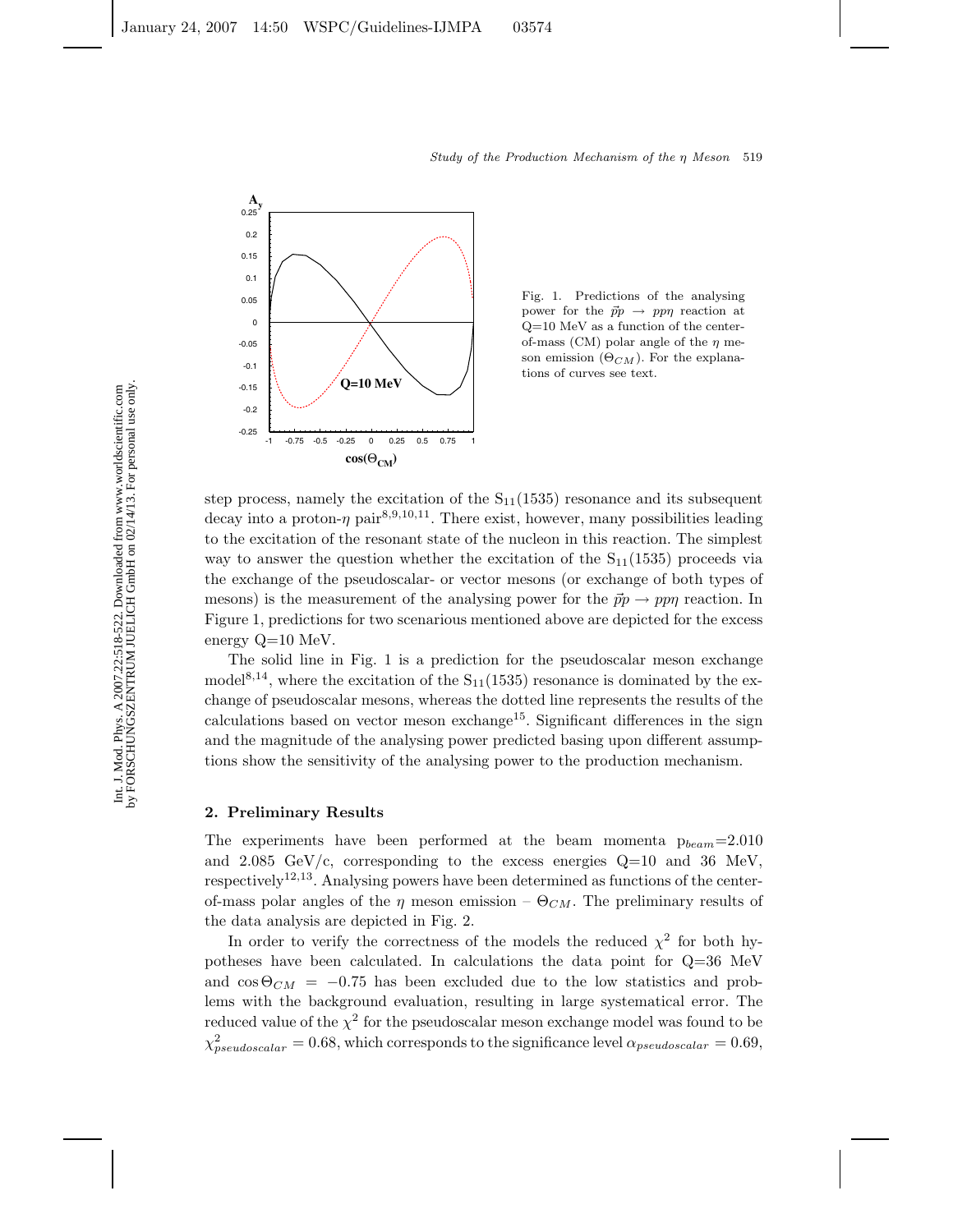Fig. 1. Predictions of the analysing power for the $\vec{p}p \to pp\eta$ reaction at Q=10 MeV as a function of the center-of-mass (CM) polar angle of the $\eta$ meson emission ($\Theta_{CM}$). For the explanations of curves see text.

step process, namely the excitation of the $S_{11}(1535)$ resonance and its subsequent decay into a proton-$\eta$ pair[8,9,10,11]. There exist, however, many possibilities leading to the excitation of the resonant state of the nucleon in this reaction. The simplest way to answer the question whether the excitation of the $S_{11}(1535)$ proceeds via the exchange of the pseudoscalar- or vector mesons (or exchange of both types of mesons) is the measurement of the analysing power for the $\vec{p}p \to pp\eta$ reaction. In Figure 1, predictions for two scenarious mentioned above are depicted for the excess energy Q=10 MeV.

The solid line in Fig. 1 is a prediction for the pseudoscalar meson exchange model[8,14], where the excitation of the $S_{11}(1535)$ resonance is dominated by the exchange of pseudoscalar mesons, whereas the dotted line represents the results of the calculations based on vector meson exchange[15]. Significant differences in the sign and the magnitude of the analysing power predicted basing upon different assumptions show the sensitivity of the analysing power to the production mechanism.

## 2. Preliminary Results

The experiments have been performed at the beam momenta $p_{beam}$=2.010 and 2.085 GeV/c, corresponding to the excess energies Q=10 and 36 MeV, respectively[12,13]. Analysing powers have been determined as functions of the center-of-mass polar angles of the $\eta$ meson emission – $\Theta_{CM}$. The preliminary results of the data analysis are depicted in Fig. 2.

In order to verify the correctness of the models the reduced $\chi^2$ for both hypotheses have been calculated. In calculations the data point for Q=36 MeV and $\cos\Theta_{CM} = -0.75$ has been excluded due to the low statistics and problems with the background evaluation, resulting in large systematical error. The reduced value of the $\chi^2$ for the pseudoscalar meson exchange model was found to be $\chi^2_{pseudoscalar} = 0.68$, which corresponds to the significance level $\alpha_{pseudoscalar} = 0.69$,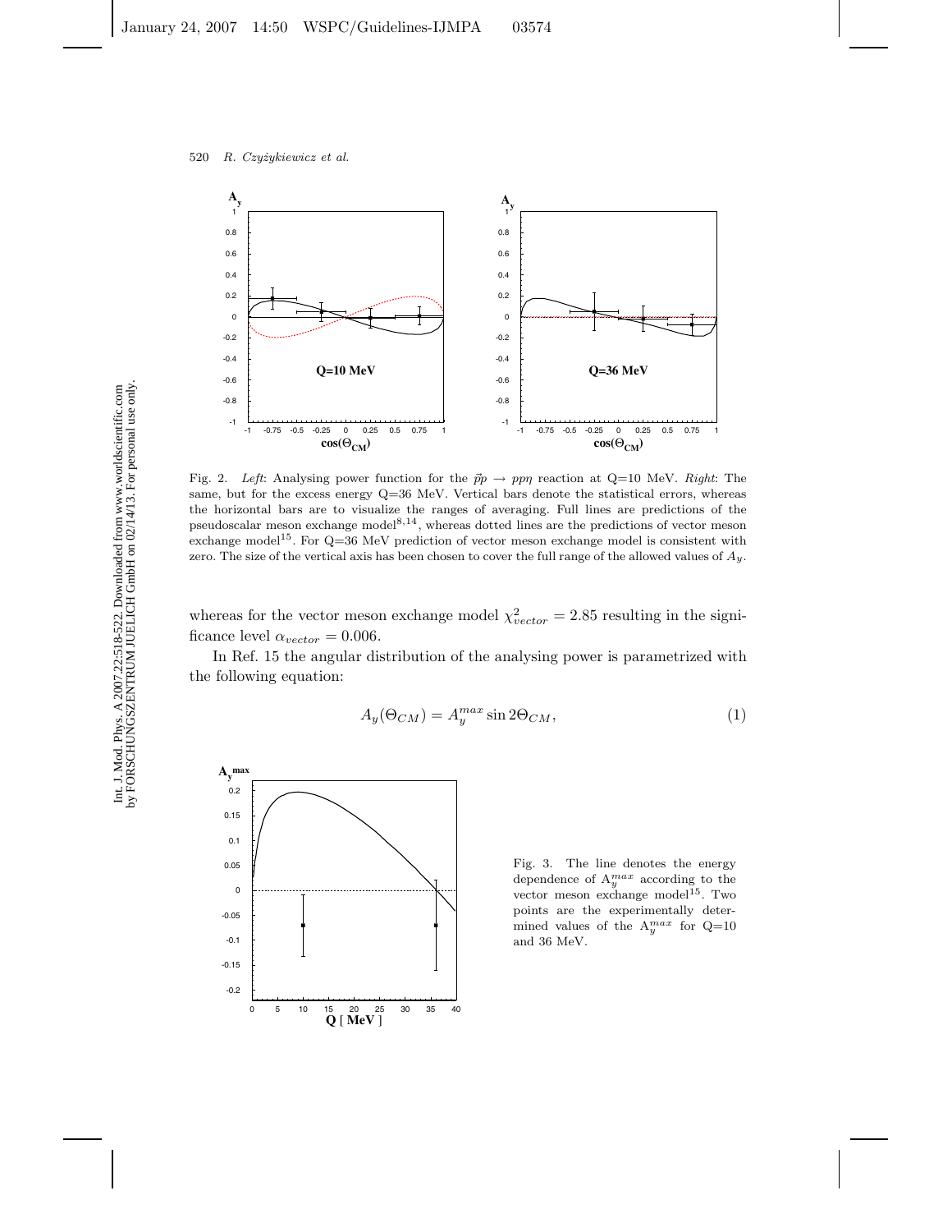Fig. 2. *Left*: Analysing power function for the $\vec{p}p \to pp\eta$ reaction at Q=10 MeV. *Right*: The same, but for the excess energy Q=36 MeV. Vertical bars denote the statistical errors, whereas the horizontal bars are to visualize the ranges of averaging. Full lines are predictions of the pseudoscalar meson exchange model[8,14], whereas dotted lines are the predictions of vector meson exchange model[15]. For Q=36 MeV prediction of vector meson exchange model is consistent with zero. The size of the vertical axis has been chosen to cover the full range of the allowed values of $A_y$.

whereas for the vector meson exchange model $\chi^2_{vector} = 2.85$ resulting in the significance level $\alpha_{vector} = 0.006$.

In Ref. 15 the angular distribution of the analysing power is parametrized with the following equation:

$$A_y(\Theta_{CM}) = A_y^{max} \sin 2\Theta_{CM}, \tag{1}$$

Fig. 3. The line denotes the energy dependence of $A_y^{max}$ according to the vector meson exchange model[15]. Two points are the experimentally determined values of the $A_y^{max}$ for Q=10 and 36 MeV.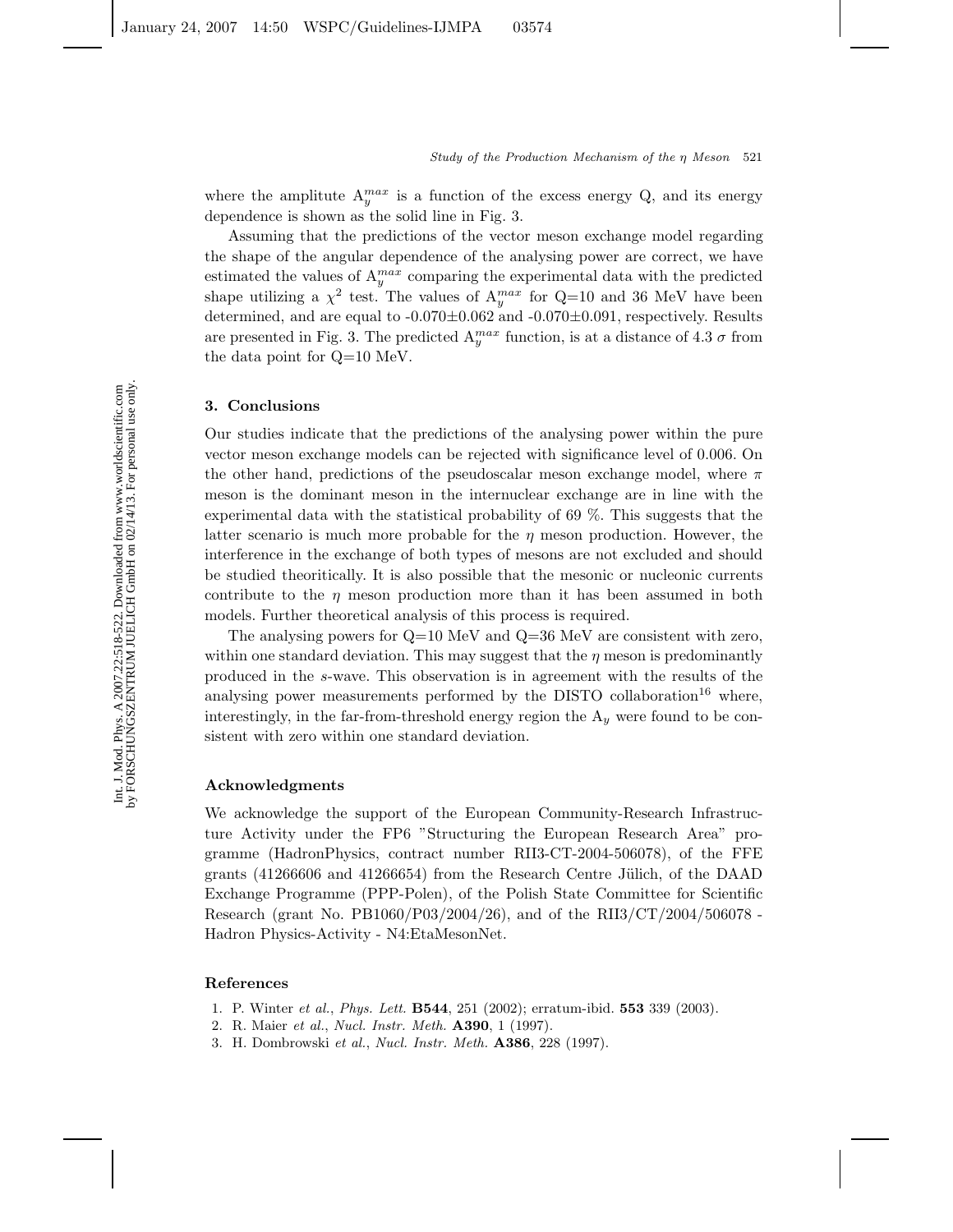where the amplitude $A_y^{max}$ is a function of the excess energy Q, and its energy dependence is shown as the solid line in Fig. 3.

Assuming that the predictions of the vector meson exchange model regarding the shape of the angular dependence of the analysing power are correct, we have estimated the values of $A_y^{max}$ comparing the experimental data with the predicted shape utilizing a $\chi^2$ test. The values of $A_y^{max}$ for Q=10 and 36 MeV have been determined, and are equal to -0.070±0.062 and -0.070±0.091, respectively. Results are presented in Fig. 3. The predicted $A_y^{max}$ function, is at a distance of 4.3 $\sigma$ from the data point for Q=10 MeV.

## 3. Conclusions

Our studies indicate that the predictions of the analysing power within the pure vector meson exchange models can be rejected with significance level of 0.006. On the other hand, predictions of the pseudoscalar meson exchange model, where $\pi$ meson is the dominant meson in the internuclear exchange are in line with the experimental data with the statistical probability of 69 %. This suggests that the latter scenario is much more probable for the $\eta$ meson production. However, the interference in the exchange of both types of mesons are not excluded and should be studied theoritically. It is also possible that the mesonic or nucleonic currents contribute to the $\eta$ meson production more than it has been assumed in both models. Further theoretical analysis of this process is required.

The analysing powers for Q=10 MeV and Q=36 MeV are consistent with zero, within one standard deviation. This may suggest that the $\eta$ meson is predominantly produced in the *s*-wave. This observation is in agreement with the results of the analysing power measurements performed by the DISTO collaboration[16] where, interestingly, in the far-from-threshold energy region the $A_y$ were found to be consistent with zero within one standard deviation.

## Acknowledgments

We acknowledge the support of the European Community-Research Infrastructure Activity under the FP6 "Structuring the European Research Area" programme (HadronPhysics, contract number RII3-CT-2004-506078), of the FFE grants (41266606 and 41266654) from the Research Centre Jülich, of the DAAD Exchange Programme (PPP-Polen), of the Polish State Committee for Scientific Research (grant No. PB1060/P03/2004/26), and of the RII3/CT/2004/506078 - Hadron Physics-Activity - N4:EtaMesonNet.

## References

1. P. Winter *et al.*, *Phys. Lett.* **B544**, 251 (2002); erratum-ibid. **553** 339 (2003).
2. R. Maier *et al.*, *Nucl. Instr. Meth.* **A390**, 1 (1997).
3. H. Dombrowski *et al.*, *Nucl. Instr. Meth.* **A386**, 228 (1997).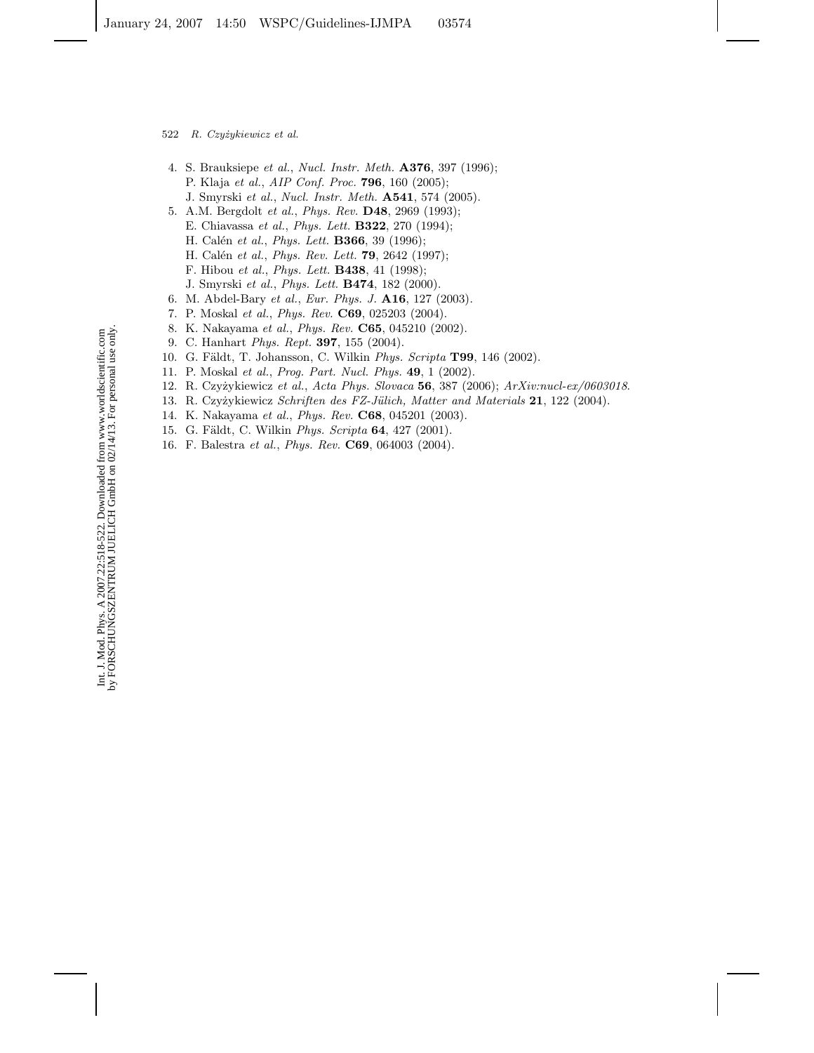4. S. Brauksiepe *et al.*, *Nucl. Instr. Meth.* **A376**, 397 (1996);
   P. Klaja *et al.*, *AIP Conf. Proc.* **796**, 160 (2005);
   J. Smyrski *et al.*, *Nucl. Instr. Meth.* **A541**, 574 (2005).
5. A.M. Bergdolt *et al.*, *Phys. Rev.* **D48**, 2969 (1993);
   E. Chiavassa *et al.*, *Phys. Lett.* **B322**, 270 (1994);
   H. Calén *et al.*, *Phys. Lett.* **B366**, 39 (1996);
   H. Calén *et al.*, *Phys. Rev. Lett.* **79**, 2642 (1997);
   F. Hibou *et al.*, *Phys. Lett.* **B438**, 41 (1998);
   J. Smyrski *et al.*, *Phys. Lett.* **B474**, 182 (2000).
6. M. Abdel-Bary *et al.*, *Eur. Phys. J.* **A16**, 127 (2003).
7. P. Moskal *et al.*, *Phys. Rev.* **C69**, 025203 (2004).
8. K. Nakayama *et al.*, *Phys. Rev.* **C65**, 045210 (2002).
9. C. Hanhart *Phys. Rept.* **397**, 155 (2004).
10. G. Fäldt, T. Johansson, C. Wilkin *Phys. Scripta* **T99**, 146 (2002).
11. P. Moskal *et al.*, *Prog. Part. Nucl. Phys.* **49**, 1 (2002).
12. R. Czyżykiewicz *et al.*, *Acta Phys. Slovaca* **56**, 387 (2006); *ArXiv:nucl-ex/0603018*.
13. R. Czyżykiewicz *Schriften des FZ-Jülich, Matter and Materials* **21**, 122 (2004).
14. K. Nakayama *et al.*, *Phys. Rev.* **C68**, 045201 (2003).
15. G. Fäldt, C. Wilkin *Phys. Scripta* **64**, 427 (2001).
16. F. Balestra *et al.*, *Phys. Rev.* **C69**, 064003 (2004).